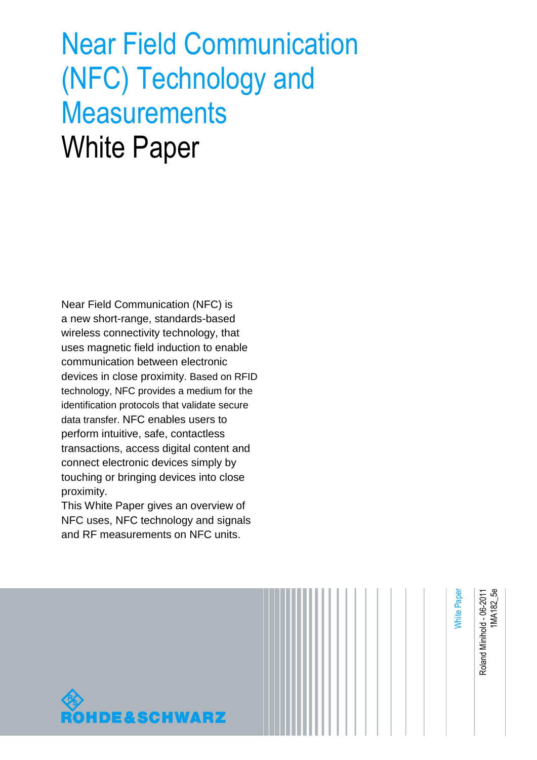# Near Field Communication (NFC) Technology and Measurements

## White Paper

Near Field Communication (NFC) is a new short-range, standards-based wireless connectivity technology, that uses magnetic field induction to enable communication between electronic devices in close proximity. Based on RFID technology, NFC provides a medium for the identification protocols that validate secure data transfer. NFC enables users to perform intuitive, safe, contactless transactions, access digital content and connect electronic devices simply by touching or bringing devices into close proximity.

This White Paper gives an overview of NFC uses, NFC technology and signals and RF measurements on NFC units.

White Paper

Roland Minihold - 06-2011

1MA182_5e

ROHDE&SCHWARZ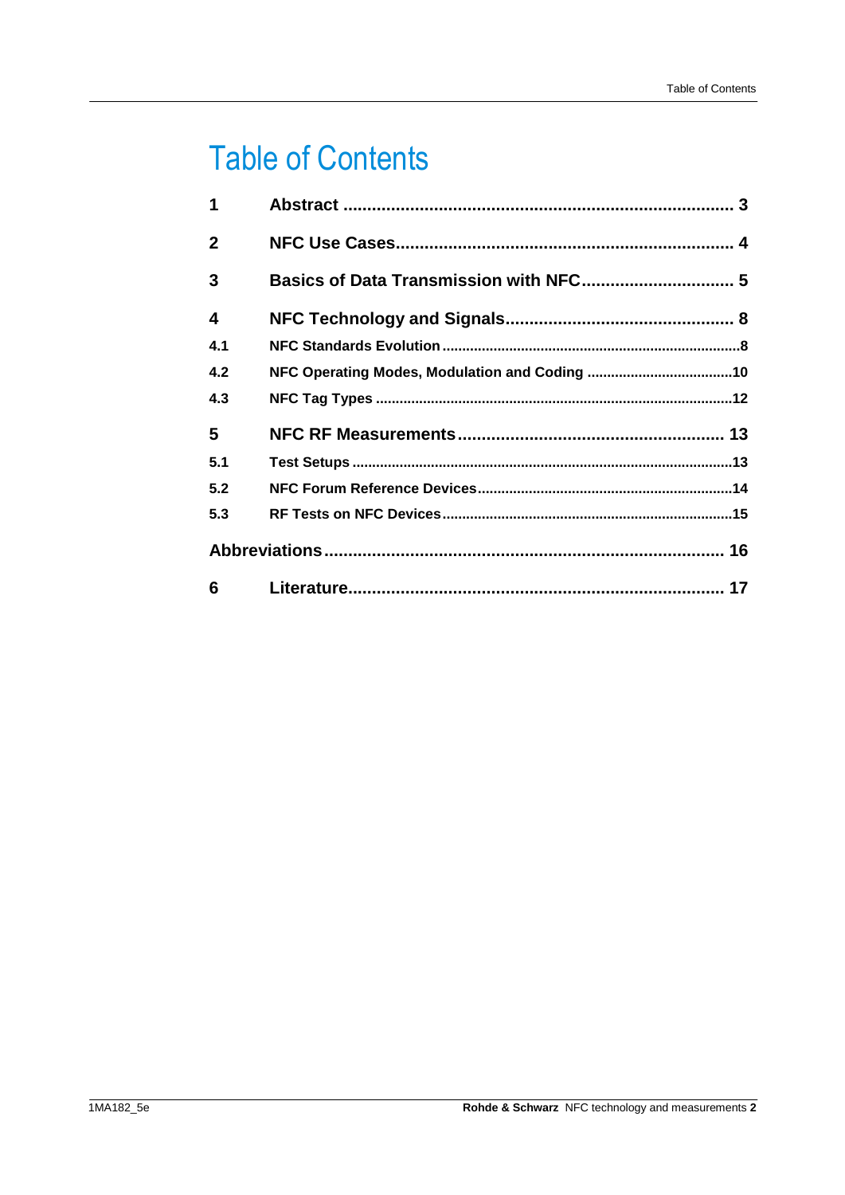# Table of Contents

| | | |
|---|---|---|
| **1** | **Abstract** | **3** |
| **2** | **NFC Use Cases** | **4** |
| **3** | **Basics of Data Transmission with NFC** | **5** |
| **4** | **NFC Technology and Signals** | **8** |
| 4.1 | NFC Standards Evolution | 8 |
| 4.2 | NFC Operating Modes, Modulation and Coding | 10 |
| 4.3 | NFC Tag Types | 12 |
| **5** | **NFC RF Measurements** | **13** |
| 5.1 | Test Setups | 13 |
| 5.2 | NFC Forum Reference Devices | 14 |
| 5.3 | RF Tests on NFC Devices | 15 |
| | **Abbreviations** | **16** |
| **6** | **Literature** | **17** |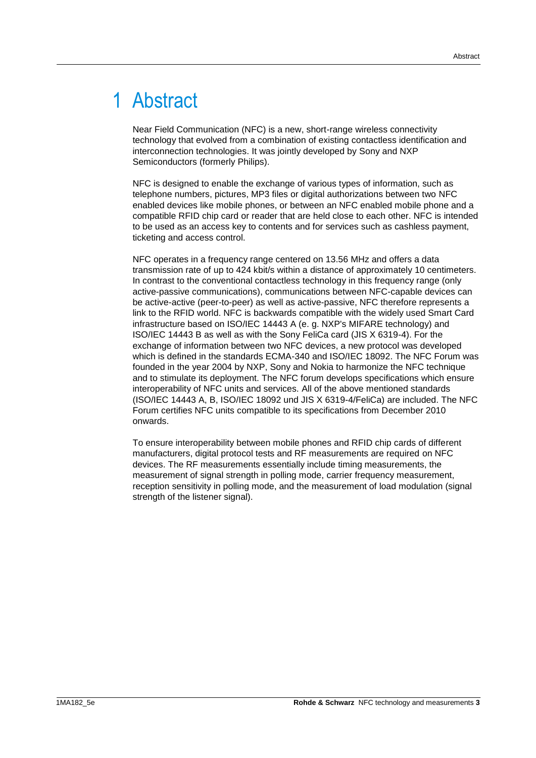# 1 Abstract

Near Field Communication (NFC) is a new, short-range wireless connectivity technology that evolved from a combination of existing contactless identification and interconnection technologies. It was jointly developed by Sony and NXP Semiconductors (formerly Philips).

NFC is designed to enable the exchange of various types of information, such as telephone numbers, pictures, MP3 files or digital authorizations between two NFC enabled devices like mobile phones, or between an NFC enabled mobile phone and a compatible RFID chip card or reader that are held close to each other. NFC is intended to be used as an access key to contents and for services such as cashless payment, ticketing and access control.

NFC operates in a frequency range centered on 13.56 MHz and offers a data transmission rate of up to 424 kbit/s within a distance of approximately 10 centimeters. In contrast to the conventional contactless technology in this frequency range (only active-passive communications), communications between NFC-capable devices can be active-active (peer-to-peer) as well as active-passive, NFC therefore represents a link to the RFID world. NFC is backwards compatible with the widely used Smart Card infrastructure based on ISO/IEC 14443 A (e. g. NXP's MIFARE technology) and ISO/IEC 14443 B as well as with the Sony FeliCa card (JIS X 6319-4). For the exchange of information between two NFC devices, a new protocol was developed which is defined in the standards ECMA-340 and ISO/IEC 18092. The NFC Forum was founded in the year 2004 by NXP, Sony and Nokia to harmonize the NFC technique and to stimulate its deployment. The NFC forum develops specifications which ensure interoperability of NFC units and services. All of the above mentioned standards (ISO/IEC 14443 A, B, ISO/IEC 18092 und JIS X 6319-4/FeliCa) are included. The NFC Forum certifies NFC units compatible to its specifications from December 2010 onwards.

To ensure interoperability between mobile phones and RFID chip cards of different manufacturers, digital protocol tests and RF measurements are required on NFC devices. The RF measurements essentially include timing measurements, the measurement of signal strength in polling mode, carrier frequency measurement, reception sensitivity in polling mode, and the measurement of load modulation (signal strength of the listener signal).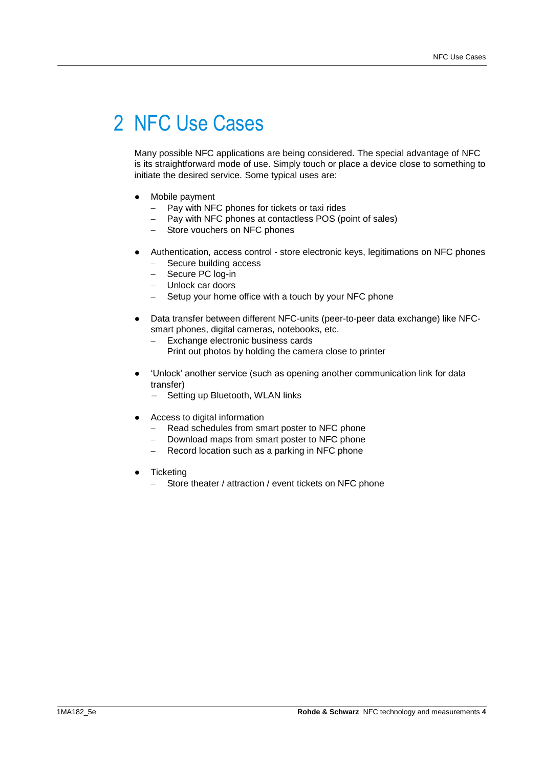# 2 NFC Use Cases

Many possible NFC applications are being considered. The special advantage of NFC is its straightforward mode of use. Simply touch or place a device close to something to initiate the desired service. Some typical uses are:

- Mobile payment
  - Pay with NFC phones for tickets or taxi rides
  - Pay with NFC phones at contactless POS (point of sales)
  - Store vouchers on NFC phones

- Authentication, access control - store electronic keys, legitimations on NFC phones
  - Secure building access
  - Secure PC log-in
  - Unlock car doors
  - Setup your home office with a touch by your NFC phone

- Data transfer between different NFC-units (peer-to-peer data exchange) like NFC-smart phones, digital cameras, notebooks, etc.
  - Exchange electronic business cards
  - Print out photos by holding the camera close to printer

- 'Unlock' another service (such as opening another communication link for data transfer)
  - Setting up Bluetooth, WLAN links

- Access to digital information
  - Read schedules from smart poster to NFC phone
  - Download maps from smart poster to NFC phone
  - Record location such as a parking in NFC phone

- Ticketing
  - Store theater / attraction / event tickets on NFC phone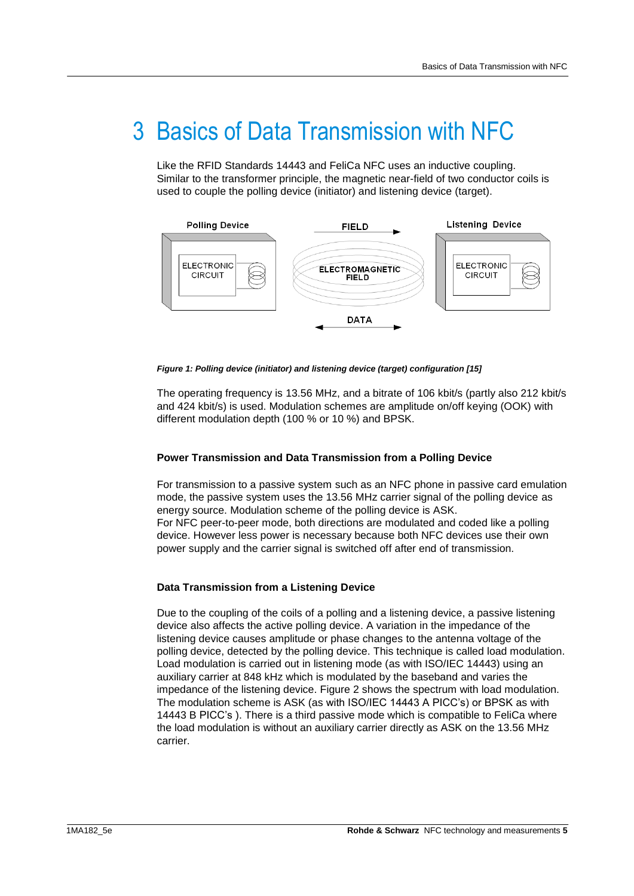# 3 Basics of Data Transmission with NFC

Like the RFID Standards 14443 and FeliCa NFC uses an inductive coupling. Similar to the transformer principle, the magnetic near-field of two conductor coils is used to couple the polling device (initiator) and listening device (target).

***Figure 1: Polling device (initiator) and listening device (target) configuration [15]***

The operating frequency is 13.56 MHz, and a bitrate of 106 kbit/s (partly also 212 kbit/s and 424 kbit/s) is used. Modulation schemes are amplitude on/off keying (OOK) with different modulation depth (100 % or 10 %) and BPSK.

### Power Transmission and Data Transmission from a Polling Device

For transmission to a passive system such as an NFC phone in passive card emulation mode, the passive system uses the 13.56 MHz carrier signal of the polling device as energy source. Modulation scheme of the polling device is ASK.
For NFC peer-to-peer mode, both directions are modulated and coded like a polling device. However less power is necessary because both NFC devices use their own power supply and the carrier signal is switched off after end of transmission.

### Data Transmission from a Listening Device

Due to the coupling of the coils of a polling and a listening device, a passive listening device also affects the active polling device. A variation in the impedance of the listening device causes amplitude or phase changes to the antenna voltage of the polling device, detected by the polling device. This technique is called load modulation. Load modulation is carried out in listening mode (as with ISO/IEC 14443) using an auxiliary carrier at 848 kHz which is modulated by the baseband and varies the impedance of the listening device. Figure 2 shows the spectrum with load modulation. The modulation scheme is ASK (as with ISO/IEC 14443 A PICC's) or BPSK as with 14443 B PICC's ). There is a third passive mode which is compatible to FeliCa where the load modulation is without an auxiliary carrier directly as ASK on the 13.56 MHz carrier.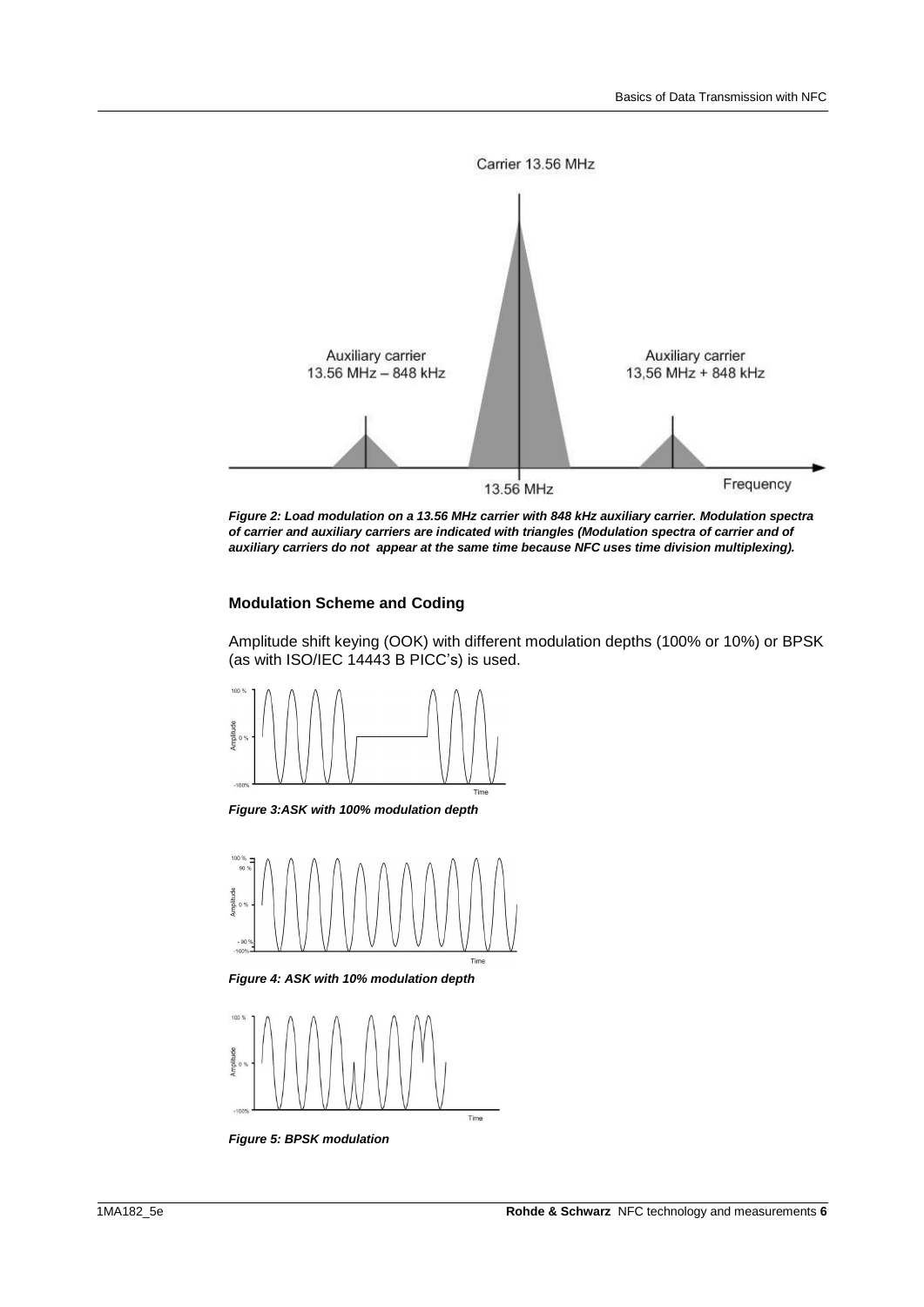Figure 2: Load modulation on a 13.56 MHz carrier with 848 kHz auxiliary carrier. Modulation spectra of carrier and auxiliary carriers are indicated with triangles (Modulation spectra of carrier and of auxiliary carriers do not appear at the same time because NFC uses time division multiplexing).

### Modulation Scheme and Coding

Amplitude shift keying (OOK) with different modulation depths (100% or 10%) or BPSK (as with ISO/IEC 14443 B PICC's) is used.

*Figure 3:ASK with 100% modulation depth*

*Figure 4: ASK with 10% modulation depth*

*Figure 5: BPSK modulation*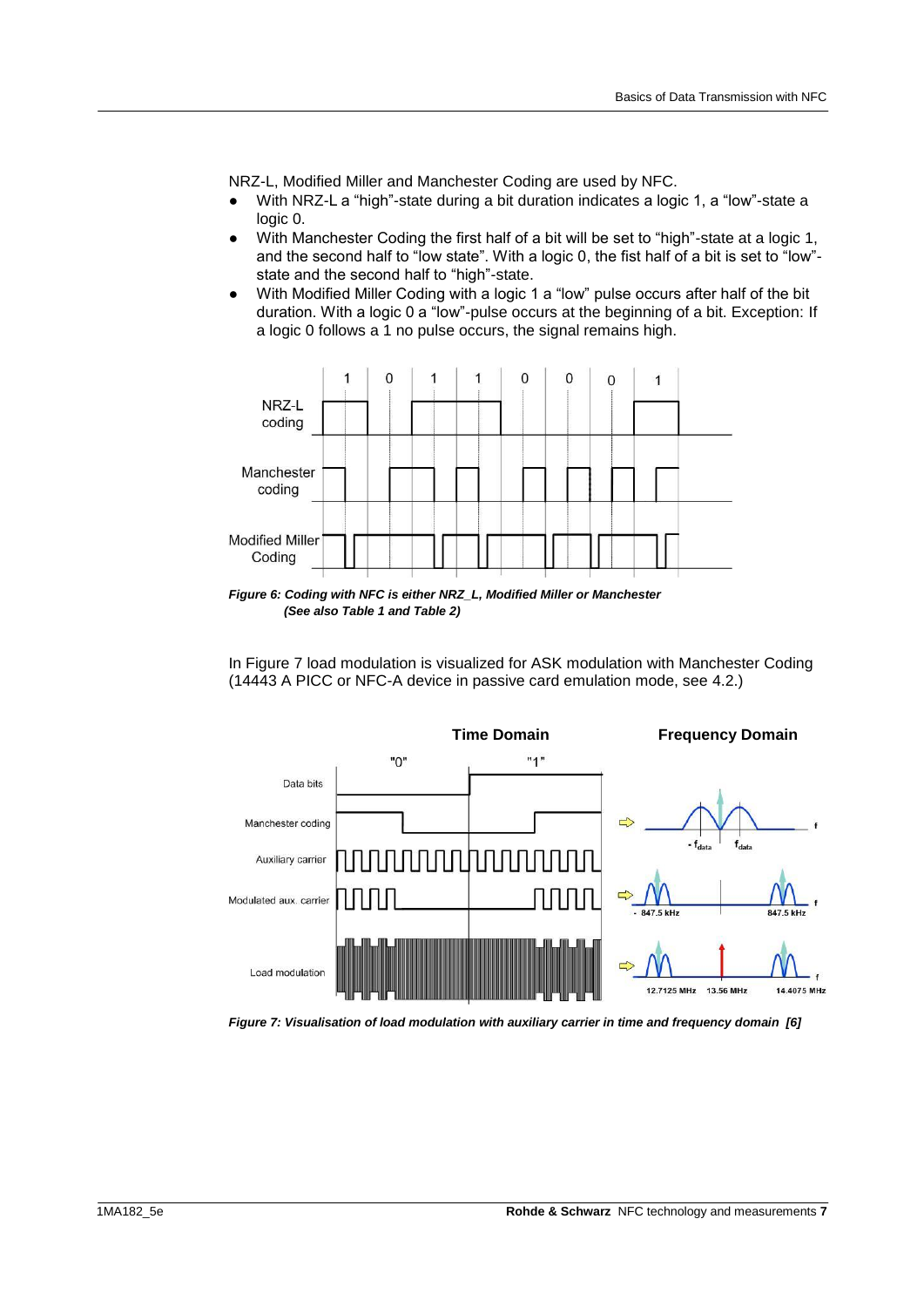NRZ-L, Modified Miller and Manchester Coding are used by NFC.

- With NRZ-L a "high"-state during a bit duration indicates a logic 1, a "low"-state a logic 0.
- With Manchester Coding the first half of a bit will be set to "high"-state at a logic 1, and the second half to "low state". With a logic 0, the fist half of a bit is set to "low"-state and the second half to "high"-state.
- With Modified Miller Coding with a logic 1 a "low" pulse occurs after half of the bit duration. With a logic 0 a "low"-pulse occurs at the beginning of a bit. Exception: If a logic 0 follows a 1 no pulse occurs, the signal remains high.

***Figure 6: Coding with NFC is either NRZ_L, Modified Miller or Manchester (See also Table 1 and Table 2)***

In Figure 7 load modulation is visualized for ASK modulation with Manchester Coding (14443 A PICC or NFC-A device in passive card emulation mode, see 4.2.)

***Figure 7: Visualisation of load modulation with auxiliary carrier in time and frequency domain [6]***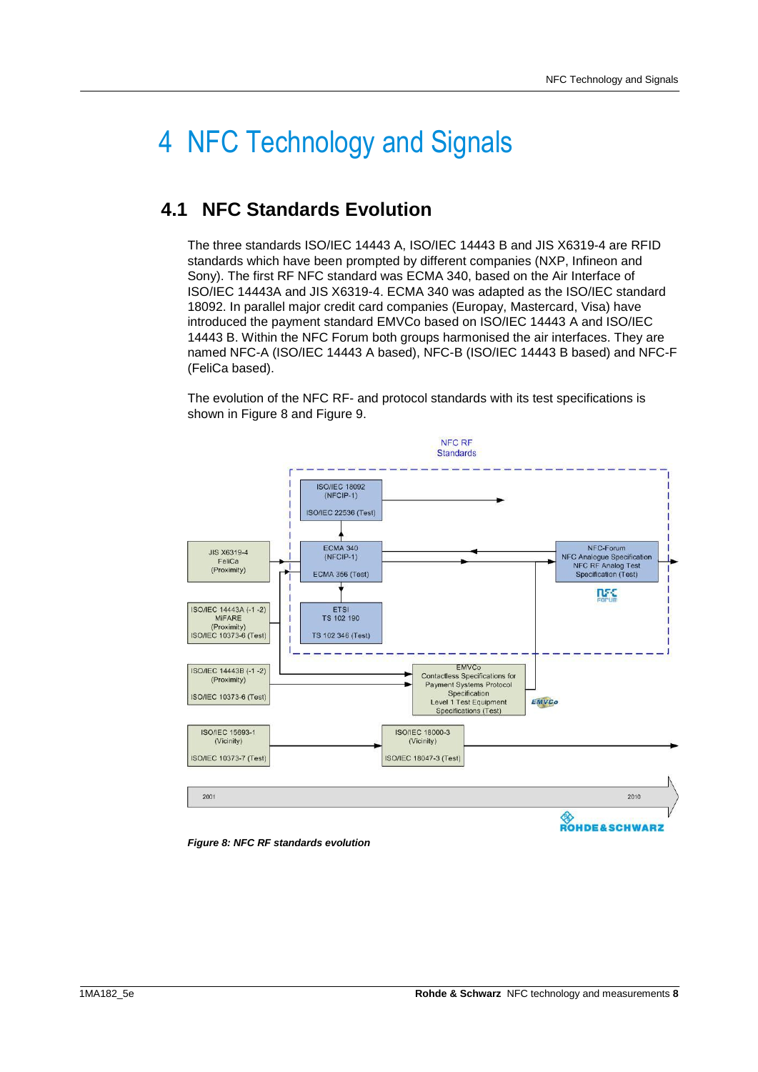# 4 NFC Technology and Signals

## 4.1 NFC Standards Evolution

The three standards ISO/IEC 14443 A, ISO/IEC 14443 B and JIS X6319-4 are RFID standards which have been prompted by different companies (NXP, Infineon and Sony). The first RF NFC standard was ECMA 340, based on the Air Interface of ISO/IEC 14443A and JIS X6319-4. ECMA 340 was adapted as the ISO/IEC standard 18092. In parallel major credit card companies (Europay, Mastercard, Visa) have introduced the payment standard EMVCo based on ISO/IEC 14443 A and ISO/IEC 14443 B. Within the NFC Forum both groups harmonised the air interfaces. They are named NFC-A (ISO/IEC 14443 A based), NFC-B (ISO/IEC 14443 B based) and NFC-F (FeliCa based).

The evolution of the NFC RF- and protocol standards with its test specifications is shown in Figure 8 and Figure 9.

*Figure 8: NFC RF standards evolution*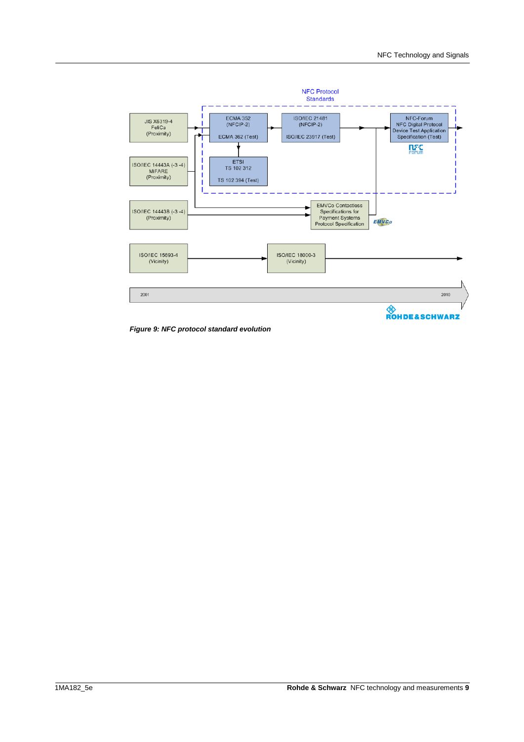*Figure 9: NFC protocol standard evolution*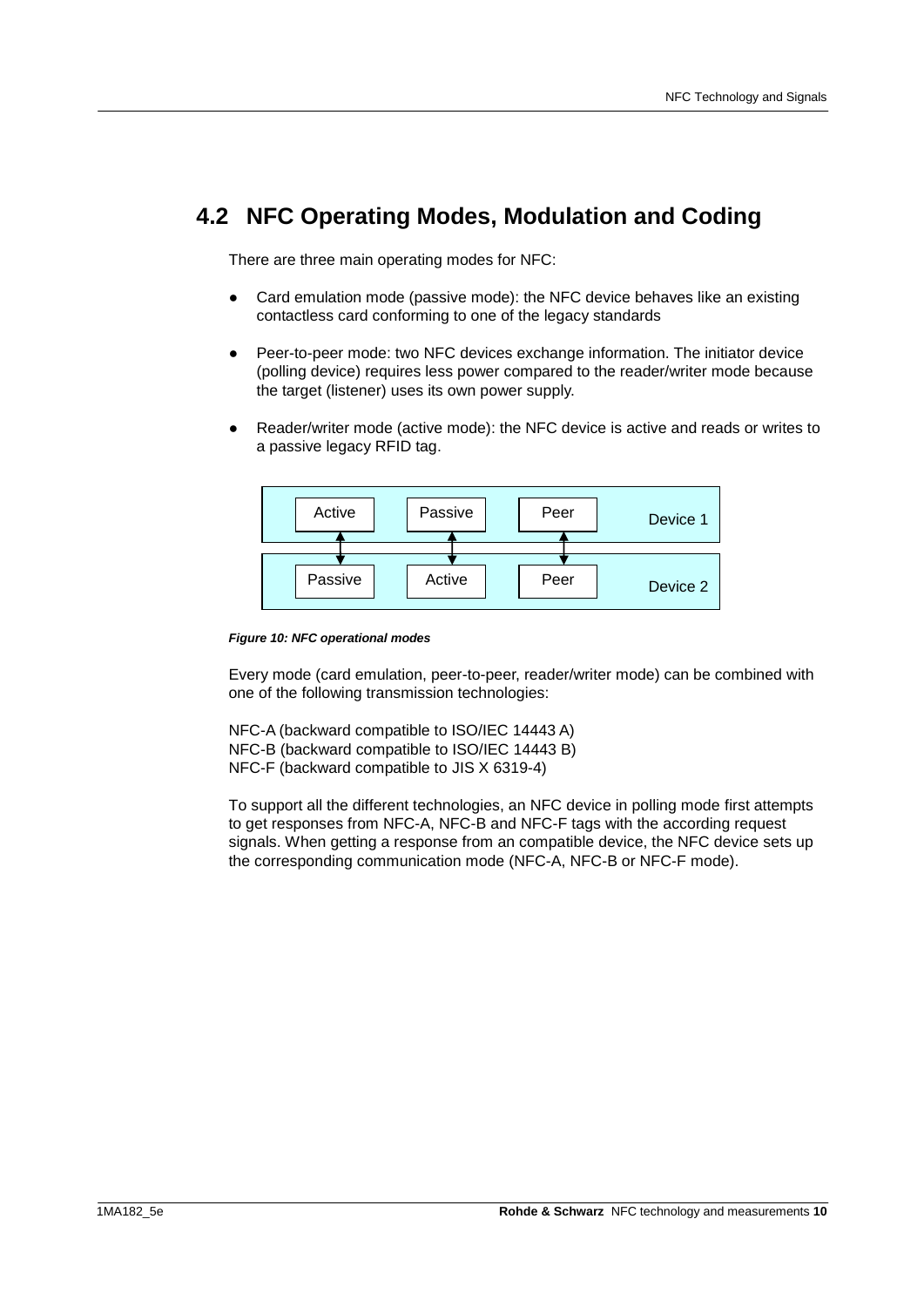## 4.2 NFC Operating Modes, Modulation and Coding

There are three main operating modes for NFC:

- Card emulation mode (passive mode): the NFC device behaves like an existing contactless card conforming to one of the legacy standards
- Peer-to-peer mode: two NFC devices exchange information. The initiator device (polling device) requires less power compared to the reader/writer mode because the target (listener) uses its own power supply.
- Reader/writer mode (active mode): the NFC device is active and reads or writes to a passive legacy RFID tag.

| Device 1 | Active | Passive | Peer |
|---|---|---|---|
| | ↕ | ↕ | ↕ |
| Device 2 | Passive | Active | Peer |

*Figure 10: NFC operational modes*

Every mode (card emulation, peer-to-peer, reader/writer mode) can be combined with one of the following transmission technologies:

NFC-A (backward compatible to ISO/IEC 14443 A)
NFC-B (backward compatible to ISO/IEC 14443 B)
NFC-F (backward compatible to JIS X 6319-4)

To support all the different technologies, an NFC device in polling mode first attempts to get responses from NFC-A, NFC-B and NFC-F tags with the according request signals. When getting a response from an compatible device, the NFC device sets up the corresponding communication mode (NFC-A, NFC-B or NFC-F mode).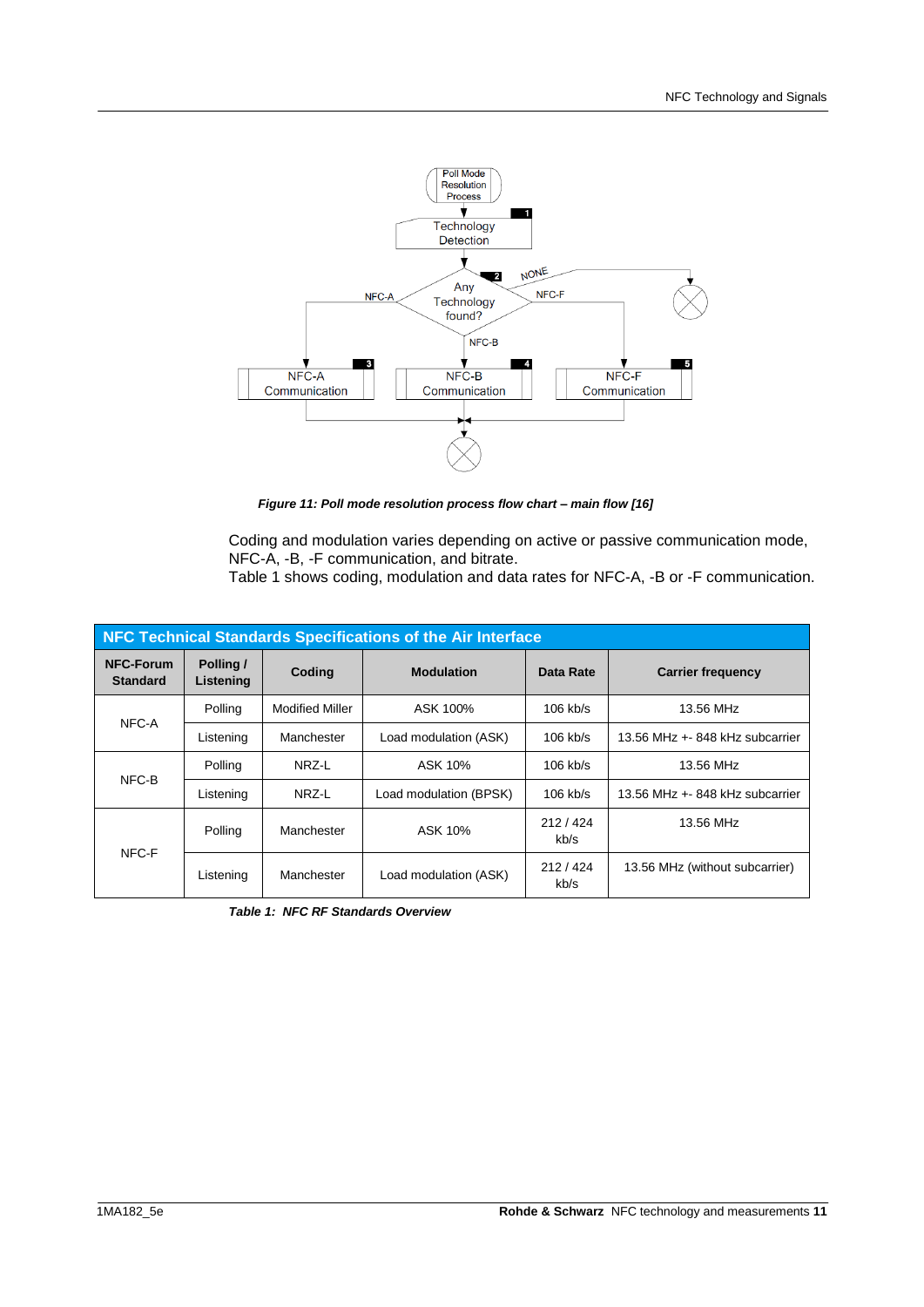*Figure 11: Poll mode resolution process flow chart – main flow [16]*

Coding and modulation varies depending on active or passive communication mode, NFC-A, -B, -F communication, and bitrate.
Table 1 shows coding, modulation and data rates for NFC-A, -B or -F communication.

| NFC Technical Standards Specifications of the Air Interface | | | | | |
|---|---|---|---|---|---|
| **NFC-Forum Standard** | **Polling / Listening** | **Coding** | **Modulation** | **Data Rate** | **Carrier frequency** |
| NFC-A | Polling | Modified Miller | ASK 100% | 106 kb/s | 13.56 MHz |
| | Listening | Manchester | Load modulation (ASK) | 106 kb/s | 13.56 MHz +- 848 kHz subcarrier |
| NFC-B | Polling | NRZ-L | ASK 10% | 106 kb/s | 13.56 MHz |
| | Listening | NRZ-L | Load modulation (BPSK) | 106 kb/s | 13.56 MHz +- 848 kHz subcarrier |
| NFC-F | Polling | Manchester | ASK 10% | 212 / 424 kb/s | 13.56 MHz |
| | Listening | Manchester | Load modulation (ASK) | 212 / 424 kb/s | 13.56 MHz (without subcarrier) |

*Table 1: NFC RF Standards Overview*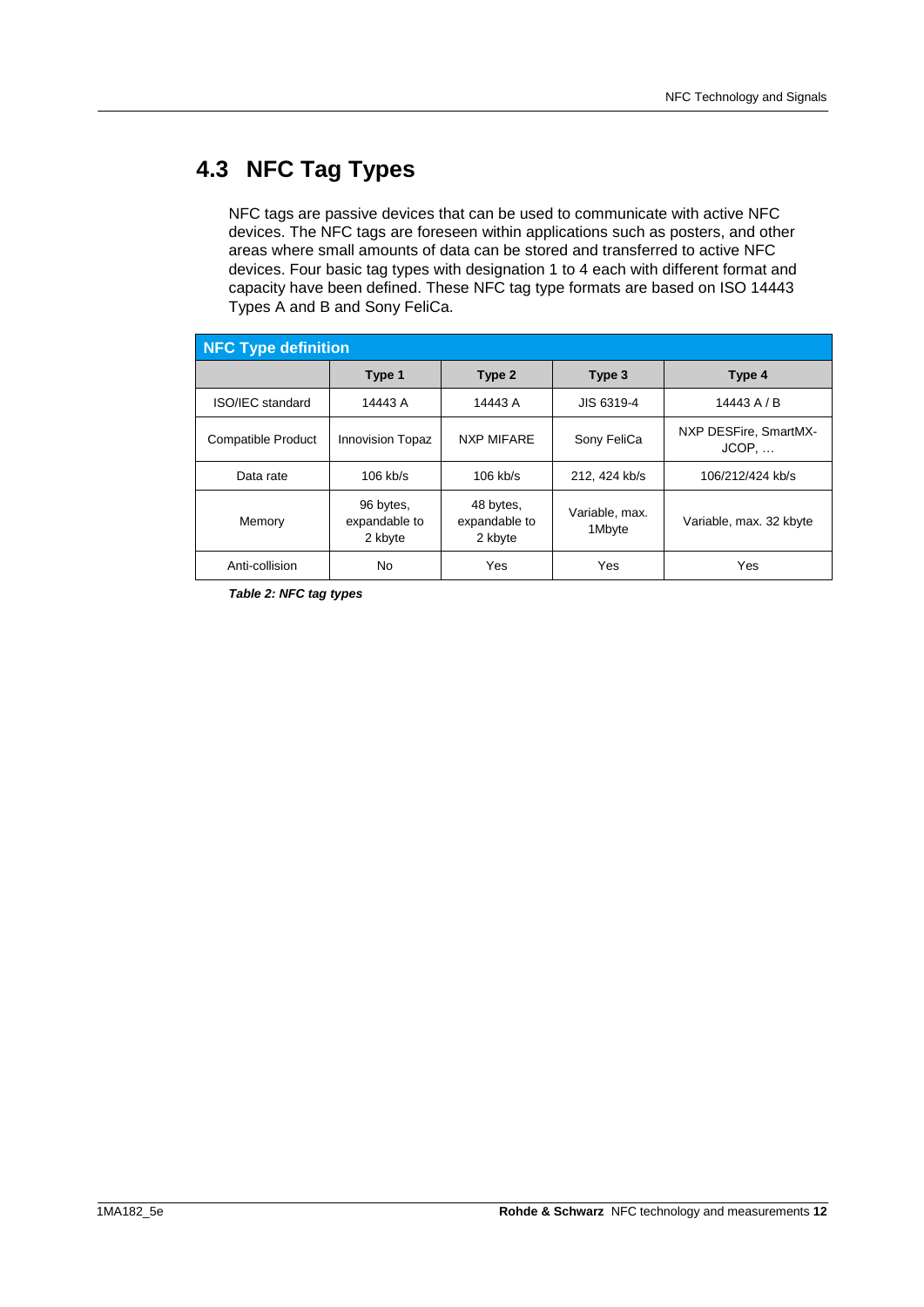## 4.3 NFC Tag Types

NFC tags are passive devices that can be used to communicate with active NFC devices. The NFC tags are foreseen within applications such as posters, and other areas where small amounts of data can be stored and transferred to active NFC devices. Four basic tag types with designation 1 to 4 each with different format and capacity have been defined. These NFC tag type formats are based on ISO 14443 Types A and B and Sony FeliCa.

| NFC Type definition | | | | |
|---|---|---|---|---|
| | **Type 1** | **Type 2** | **Type 3** | **Type 4** |
| ISO/IEC standard | 14443 A | 14443 A | JIS 6319-4 | 14443 A / B |
| Compatible Product | Innovision Topaz | NXP MIFARE | Sony FeliCa | NXP DESFire, SmartMX-JCOP, … |
| Data rate | 106 kb/s | 106 kb/s | 212, 424 kb/s | 106/212/424 kb/s |
| Memory | 96 bytes, expandable to 2 kbyte | 48 bytes, expandable to 2 kbyte | Variable, max. 1Mbyte | Variable, max. 32 kbyte |
| Anti-collision | No | Yes | Yes | Yes |

***Table 2: NFC tag types***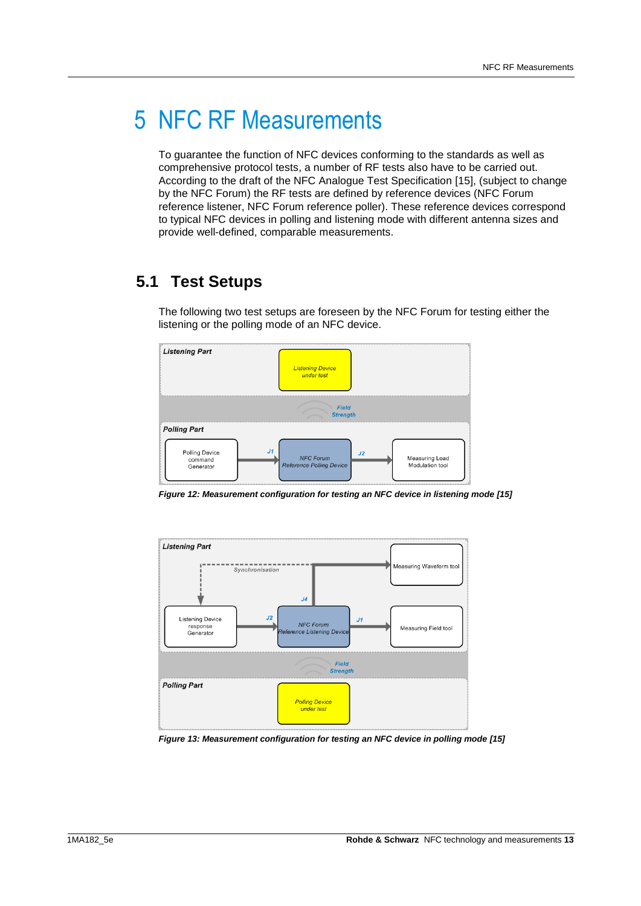# 5 NFC RF Measurements

To guarantee the function of NFC devices conforming to the standards as well as comprehensive protocol tests, a number of RF tests also have to be carried out. According to the draft of the NFC Analogue Test Specification [15], (subject to change by the NFC Forum) the RF tests are defined by reference devices (NFC Forum reference listener, NFC Forum reference poller). These reference devices correspond to typical NFC devices in polling and listening mode with different antenna sizes and provide well-defined, comparable measurements.

## 5.1 Test Setups

The following two test setups are foreseen by the NFC Forum for testing either the listening or the polling mode of an NFC device.

**Figure 12: Measurement configuration for testing an NFC device in listening mode [15]**

**Figure 13: Measurement configuration for testing an NFC device in polling mode [15]**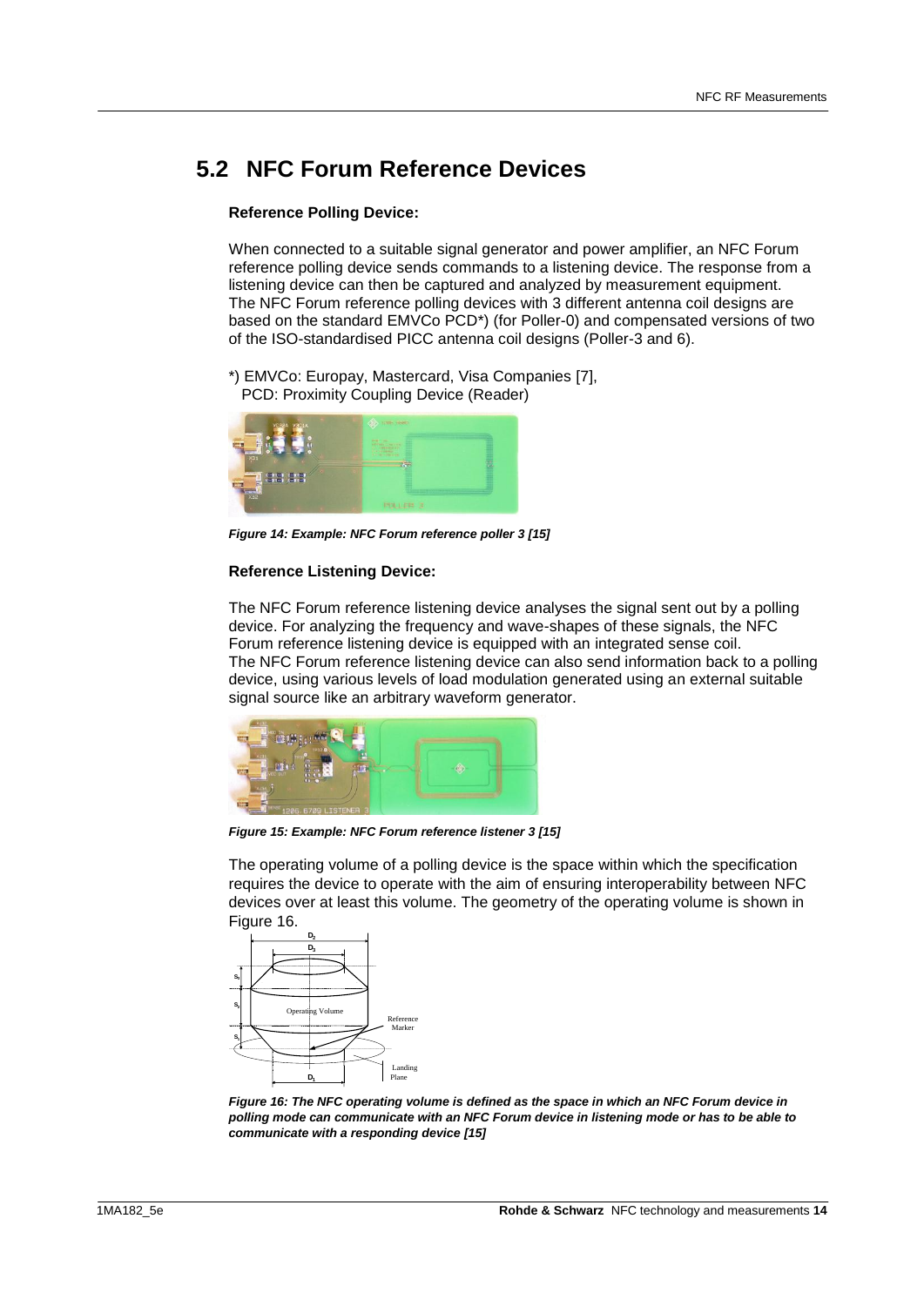## 5.2 NFC Forum Reference Devices

**Reference Polling Device:**

When connected to a suitable signal generator and power amplifier, an NFC Forum reference polling device sends commands to a listening device. The response from a listening device can then be captured and analyzed by measurement equipment. The NFC Forum reference polling devices with 3 different antenna coil designs are based on the standard EMVCo PCD*) (for Poller-0) and compensated versions of two of the ISO-standardised PICC antenna coil designs (Poller-3 and 6).

*) EMVCo: Europay, Mastercard, Visa Companies [7],
PCD: Proximity Coupling Device (Reader)

***Figure 14: Example: NFC Forum reference poller 3 [15]***

**Reference Listening Device:**

The NFC Forum reference listening device analyses the signal sent out by a polling device. For analyzing the frequency and wave-shapes of these signals, the NFC Forum reference listening device is equipped with an integrated sense coil.
The NFC Forum reference listening device can also send information back to a polling device, using various levels of load modulation generated using an external suitable signal source like an arbitrary waveform generator.

***Figure 15: Example: NFC Forum reference listener 3 [15]***

The operating volume of a polling device is the space within which the specification requires the device to operate with the aim of ensuring interoperability between NFC devices over at least this volume. The geometry of the operating volume is shown in Figure 16.

***Figure 16: The NFC operating volume is defined as the space in which an NFC Forum device in polling mode can communicate with an NFC Forum device in listening mode or has to be able to communicate with a responding device [15]***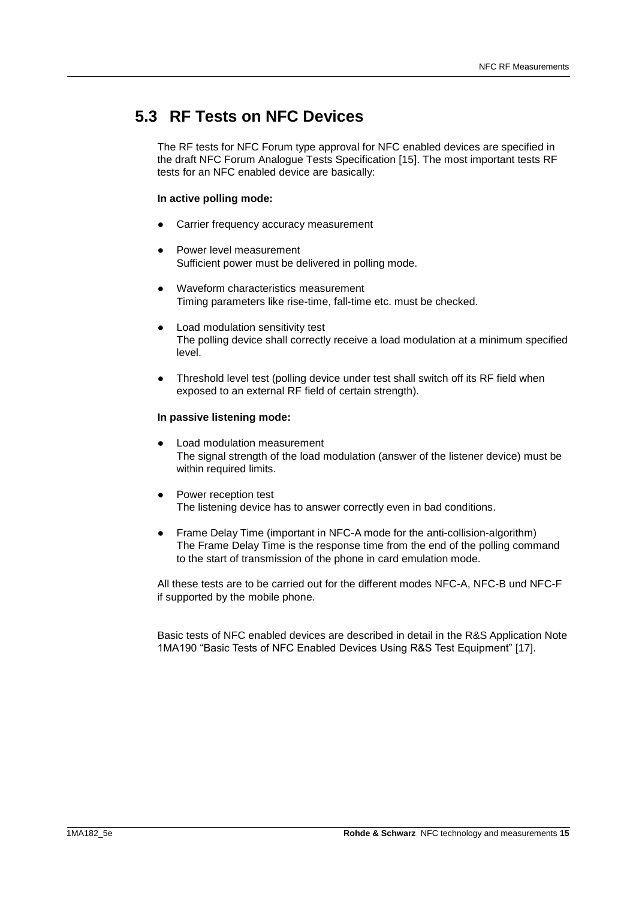## 5.3 RF Tests on NFC Devices

The RF tests for NFC Forum type approval for NFC enabled devices are specified in the draft NFC Forum Analogue Tests Specification [15]. The most important tests RF tests for an NFC enabled device are basically:

**In active polling mode:**

- Carrier frequency accuracy measurement
- Power level measurement
  Sufficient power must be delivered in polling mode.
- Waveform characteristics measurement
  Timing parameters like rise-time, fall-time etc. must be checked.
- Load modulation sensitivity test
  The polling device shall correctly receive a load modulation at a minimum specified level.
- Threshold level test (polling device under test shall switch off its RF field when exposed to an external RF field of certain strength).

**In passive listening mode:**

- Load modulation measurement
  The signal strength of the load modulation (answer of the listener device) must be within required limits.
- Power reception test
  The listening device has to answer correctly even in bad conditions.
- Frame Delay Time (important in NFC-A mode for the anti-collision-algorithm)
  The Frame Delay Time is the response time from the end of the polling command to the start of transmission of the phone in card emulation mode.

All these tests are to be carried out for the different modes NFC-A, NFC-B und NFC-F if supported by the mobile phone.

Basic tests of NFC enabled devices are described in detail in the R&S Application Note 1MA190 “Basic Tests of NFC Enabled Devices Using R&S Test Equipment” [17].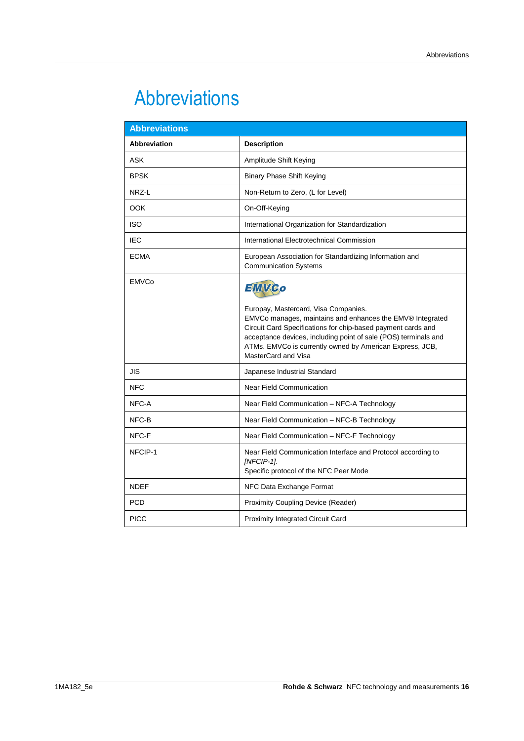# Abbreviations

| Abbreviations | |
|---|---|
| **Abbreviation** | **Description** |
| ASK | Amplitude Shift Keying |
| BPSK | Binary Phase Shift Keying |
| NRZ-L | Non-Return to Zero, (L for Level) |
| OOK | On-Off-Keying |
| ISO | International Organization for Standardization |
| IEC | International Electrotechnical Commission |
| ECMA | European Association for Standardizing Information and Communication Systems |
| EMVCo | Europay, Mastercard, Visa Companies.<br>EMVCo manages, maintains and enhances the EMV® Integrated Circuit Card Specifications for chip-based payment cards and acceptance devices, including point of sale (POS) terminals and ATMs. EMVCo is currently owned by American Express, JCB, MasterCard and Visa |
| JIS | Japanese Industrial Standard |
| NFC | Near Field Communication |
| NFC-A | Near Field Communication – NFC-A Technology |
| NFC-B | Near Field Communication – NFC-B Technology |
| NFC-F | Near Field Communication – NFC-F Technology |
| NFCIP-1 | Near Field Communication Interface and Protocol according to *[NFCIP-1]*.<br>Specific protocol of the NFC Peer Mode |
| NDEF | NFC Data Exchange Format |
| PCD | Proximity Coupling Device (Reader) |
| PICC | Proximity Integrated Circuit Card |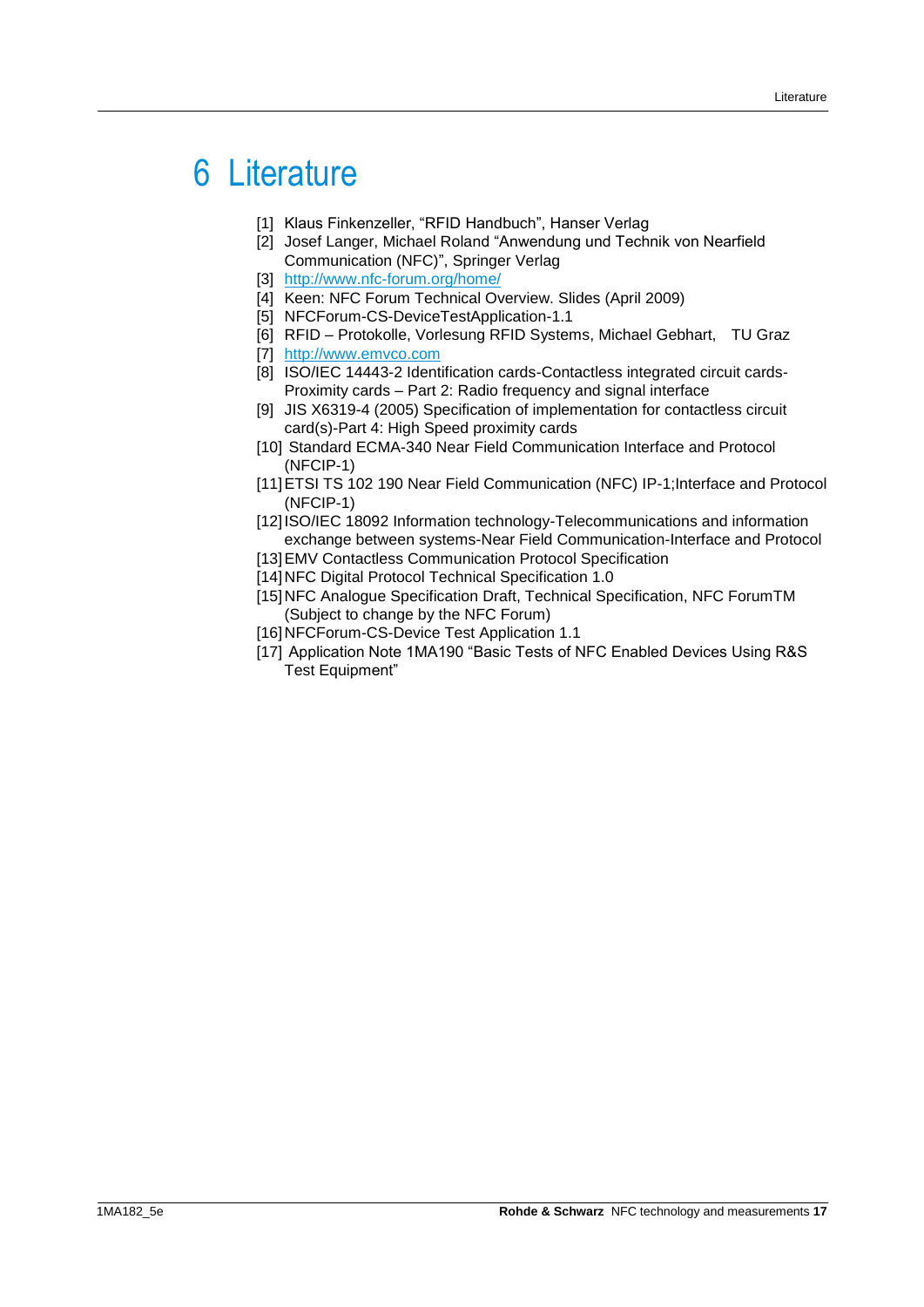# 6 Literature

[1] Klaus Finkenzeller, “RFID Handbuch”, Hanser Verlag

[2] Josef Langer, Michael Roland “Anwendung und Technik von Nearfield Communication (NFC)”, Springer Verlag

[3] http://www.nfc-forum.org/home/

[4] Keen: NFC Forum Technical Overview. Slides (April 2009)

[5] NFCForum-CS-DeviceTestApplication-1.1

[6] RFID – Protokolle, Vorlesung RFID Systems, Michael Gebhart, TU Graz

[7] http://www.emvco.com

[8] ISO/IEC 14443-2 Identification cards-Contactless integrated circuit cards-Proximity cards – Part 2: Radio frequency and signal interface

[9] JIS X6319-4 (2005) Specification of implementation for contactless circuit card(s)-Part 4: High Speed proximity cards

[10] Standard ECMA-340 Near Field Communication Interface and Protocol (NFCIP-1)

[11] ETSI TS 102 190 Near Field Communication (NFC) IP-1;Interface and Protocol (NFCIP-1)

[12] ISO/IEC 18092 Information technology-Telecommunications and information exchange between systems-Near Field Communication-Interface and Protocol

[13] EMV Contactless Communication Protocol Specification

[14] NFC Digital Protocol Technical Specification 1.0

[15] NFC Analogue Specification Draft, Technical Specification, NFC ForumTM (Subject to change by the NFC Forum)

[16] NFCForum-CS-Device Test Application 1.1

[17] Application Note 1MA190 “Basic Tests of NFC Enabled Devices Using R&S Test Equipment”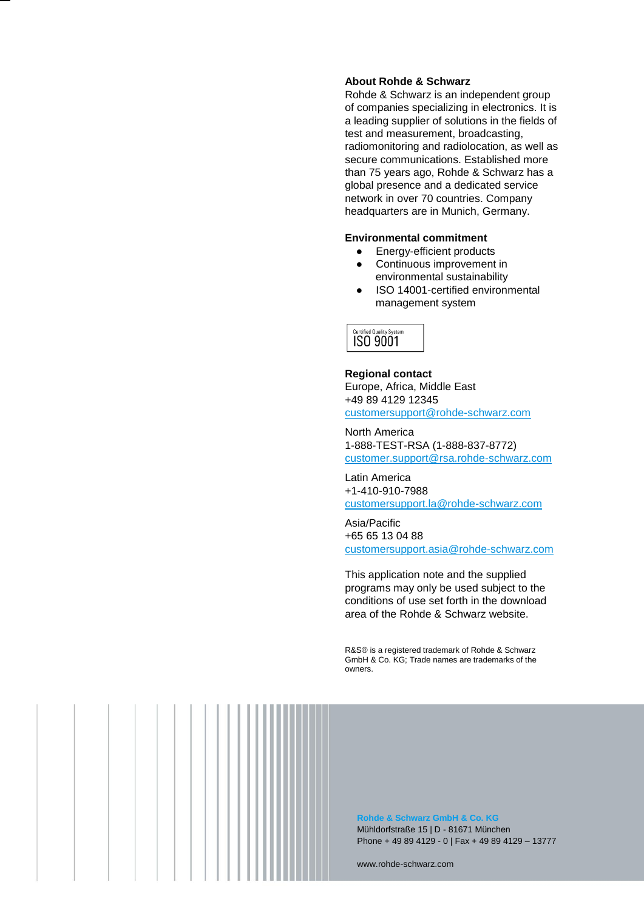**About Rohde & Schwarz**

Rohde & Schwarz is an independent group of companies specializing in electronics. It is a leading supplier of solutions in the fields of test and measurement, broadcasting, radiomonitoring and radiolocation, as well as secure communications. Established more than 75 years ago, Rohde & Schwarz has a global presence and a dedicated service network in over 70 countries. Company headquarters are in Munich, Germany.

**Environmental commitment**

- Energy-efficient products
- Continuous improvement in environmental sustainability
- ISO 14001-certified environmental management system

Certified Quality System
ISO 9001

**Regional contact**

Europe, Africa, Middle East
+49 89 4129 12345
customersupport@rohde-schwarz.com

North America
1-888-TEST-RSA (1-888-837-8772)
customer.support@rsa.rohde-schwarz.com

Latin America
+1-410-910-7988
customersupport.la@rohde-schwarz.com

Asia/Pacific
+65 65 13 04 88
customersupport.asia@rohde-schwarz.com

This application note and the supplied programs may only be used subject to the conditions of use set forth in the download area of the Rohde & Schwarz website.

R&S® is a registered trademark of Rohde & Schwarz GmbH & Co. KG; Trade names are trademarks of the owners.

**Rohde & Schwarz GmbH & Co. KG**
Mühldorfstraße 15 | D - 81671 München
Phone + 49 89 4129 - 0 | Fax + 49 89 4129 – 13777

www.rohde-schwarz.com